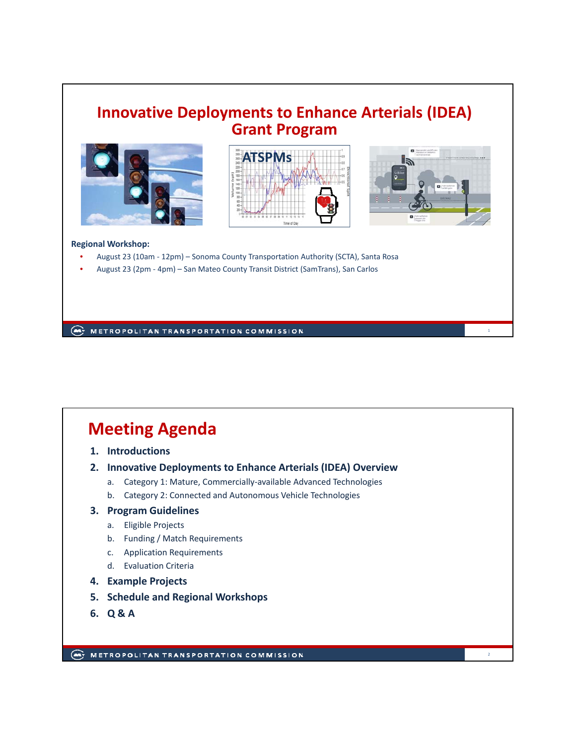# Innovative Deployments to Enhance Arterials (IDEA) Grant Program

**Regional Workshop:**

- August 23 (10am - 12pm) – Sonoma County Transportation Authority (SCTA), Santa Rosa
- August 23 (2pm - 4pm) – San Mateo County Transit District (SamTrans), San Carlos

# Meeting Agenda

1. **Introductions**
2. **Innovative Deployments to Enhance Arterials (IDEA) Overview**
   a. Category 1: Mature, Commercially-available Advanced Technologies
   b. Category 2: Connected and Autonomous Vehicle Technologies
3. **Program Guidelines**
   a. Eligible Projects
   b. Funding / Match Requirements
   c. Application Requirements
   d. Evaluation Criteria
4. **Example Projects**
5. **Schedule and Regional Workshops**
6. **Q & A**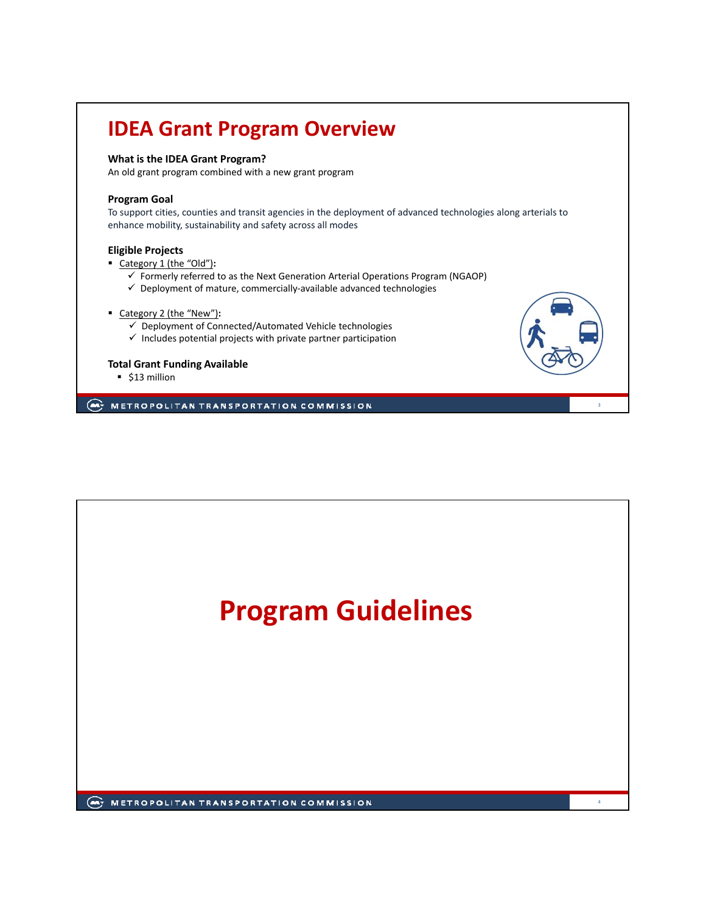# IDEA Grant Program Overview

**What is the IDEA Grant Program?**

An old grant program combined with a new grant program

**Program Goal**

To support cities, counties and transit agencies in the deployment of advanced technologies along arterials to enhance mobility, sustainability and safety across all modes

**Eligible Projects**

- Category 1 (the "Old"):
  - ✓ Formerly referred to as the Next Generation Arterial Operations Program (NGAOP)
  - ✓ Deployment of mature, commercially-available advanced technologies
- Category 2 (the "New"):
  - ✓ Deployment of Connected/Automated Vehicle technologies
  - ✓ Includes potential projects with private partner participation

**Total Grant Funding Available**

- $13 million

# Program Guidelines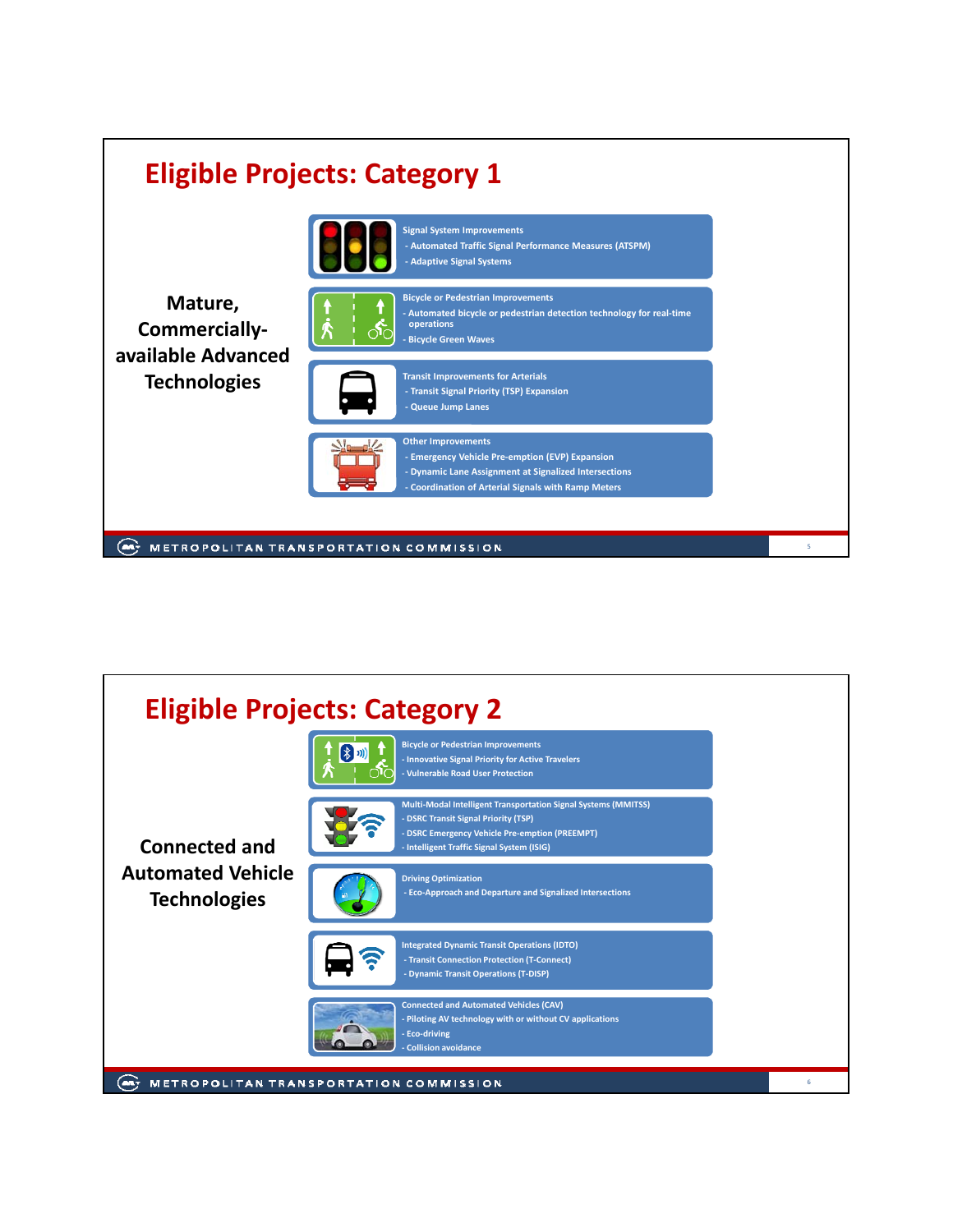# Eligible Projects: Category 1

**Mature, Commercially-available Advanced Technologies**

**Signal System Improvements**
- Automated Traffic Signal Performance Measures (ATSPM)
- Adaptive Signal Systems

**Bicycle or Pedestrian Improvements**
- Automated bicycle or pedestrian detection technology for real-time operations
- Bicycle Green Waves

**Transit Improvements for Arterials**
- Transit Signal Priority (TSP) Expansion
- Queue Jump Lanes

**Other Improvements**
- Emergency Vehicle Pre-emption (EVP) Expansion
- Dynamic Lane Assignment at Signalized Intersections
- Coordination of Arterial Signals with Ramp Meters

# Eligible Projects: Category 2

**Connected and Automated Vehicle Technologies**

**Bicycle or Pedestrian Improvements**
- Innovative Signal Priority for Active Travelers
- Vulnerable Road User Protection

**Multi-Modal Intelligent Transportation Signal Systems (MMITSS)**
- DSRC Transit Signal Priority (TSP)
- DSRC Emergency Vehicle Pre-emption (PREEMPT)
- Intelligent Traffic Signal System (ISIG)

**Driving Optimization**
- Eco-Approach and Departure and Signalized Intersections

**Integrated Dynamic Transit Operations (IDTO)**
- Transit Connection Protection (T-Connect)
- Dynamic Transit Operations (T-DISP)

**Connected and Automated Vehicles (CAV)**
- Piloting AV technology with or without CV applications
- Eco-driving
- Collision avoidance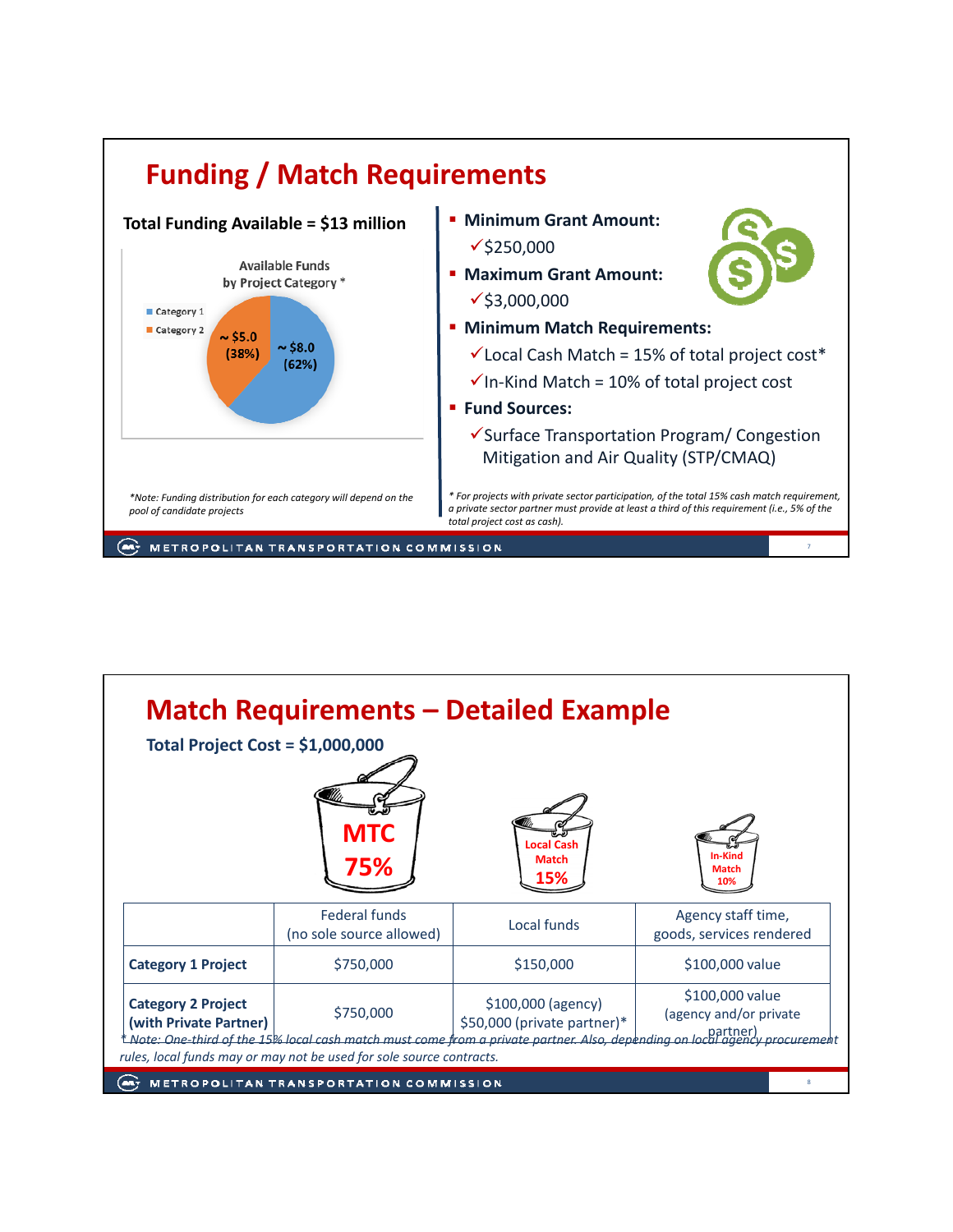# Funding / Match Requirements

**Total Funding Available = $13 million**

Available Funds by Project Category *

- Category 1: ~ $8.0 (62%)
- Category 2: ~ $5.0 (38%)

*Note: Funding distribution for each category will depend on the pool of candidate projects*

- **Minimum Grant Amount:**
  - ✓$250,000
- **Maximum Grant Amount:**
  - ✓$3,000,000
- **Minimum Match Requirements:**
  - ✓Local Cash Match = 15% of total project cost*
  - ✓In-Kind Match = 10% of total project cost
- **Fund Sources:**
  - ✓Surface Transportation Program/ Congestion Mitigation and Air Quality (STP/CMAQ)

*\* For projects with private sector participation, of the total 15% cash match requirement, a private sector partner must provide at least a third of this requirement (i.e., 5% of the total project cost as cash).*

# Match Requirements – Detailed Example

**Total Project Cost = $1,000,000**

| | MTC 75% | Local Cash Match 15% | In-Kind Match 10% |
|---|---|---|---|
| | Federal funds (no sole source allowed) | Local funds | Agency staff time, goods, services rendered |
| **Category 1 Project** | $750,000 | $150,000 | $100,000 value |
| **Category 2 Project (with Private Partner)** | $750,000 | $100,000 (agency) $50,000 (private partner)* | $100,000 value (agency and/or private partner) |

*\* Note: One-third of the 15% local cash match must come from a private partner. Also, depending on local agency procurement rules, local funds may or may not be used for sole source contracts.*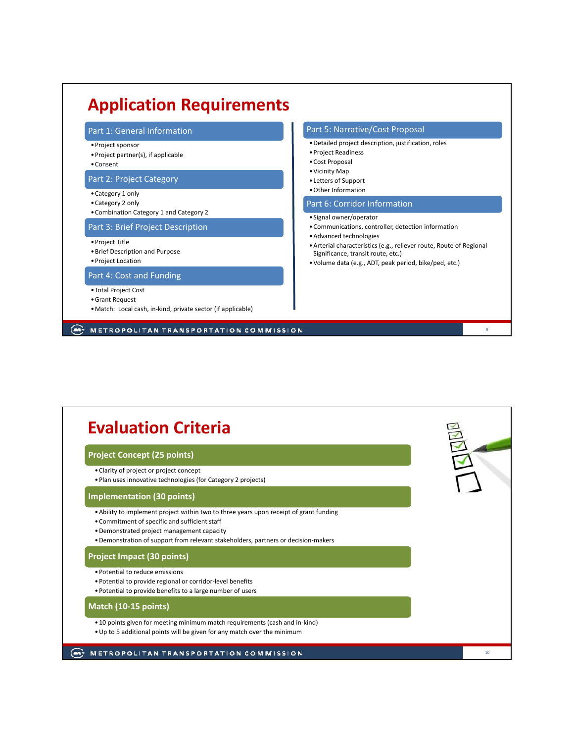# Application Requirements

### Part 1: General Information

- Project sponsor
- Project partner(s), if applicable
- Consent

### Part 2: Project Category

- Category 1 only
- Category 2 only
- Combination Category 1 and Category 2

### Part 3: Brief Project Description

- Project Title
- Brief Description and Purpose
- Project Location

### Part 4: Cost and Funding

- Total Project Cost
- Grant Request
- Match: Local cash, in-kind, private sector (if applicable)

### Part 5: Narrative/Cost Proposal

- Detailed project description, justification, roles
- Project Readiness
- Cost Proposal
- Vicinity Map
- Letters of Support
- Other Information

### Part 6: Corridor Information

- Signal owner/operator
- Communications, controller, detection information
- Advanced technologies
- Arterial characteristics (e.g., reliever route, Route of Regional Significance, transit route, etc.)
- Volume data (e.g., ADT, peak period, bike/ped, etc.)

# Evaluation Criteria

### Project Concept (25 points)

- Clarity of project or project concept
- Plan uses innovative technologies (for Category 2 projects)

### Implementation (30 points)

- Ability to implement project within two to three years upon receipt of grant funding
- Commitment of specific and sufficient staff
- Demonstrated project management capacity
- Demonstration of support from relevant stakeholders, partners or decision-makers

### Project Impact (30 points)

- Potential to reduce emissions
- Potential to provide regional or corridor-level benefits
- Potential to provide benefits to a large number of users

### Match (10-15 points)

- 10 points given for meeting minimum match requirements (cash and in-kind)
- Up to 5 additional points will be given for any match over the minimum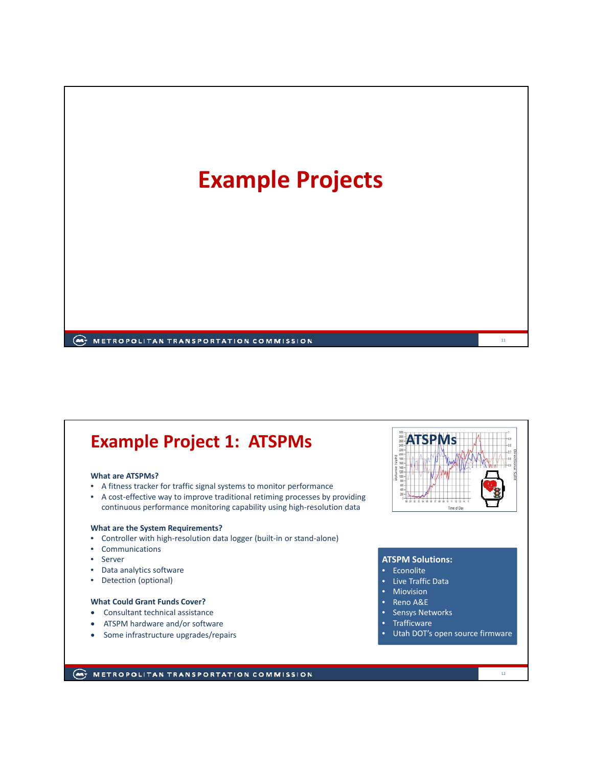# Example Projects

## Example Project 1: ATSPMs

**What are ATSPMs?**

- A fitness tracker for traffic signal systems to monitor performance
- A cost-effective way to improve traditional retiming processes by providing continuous performance monitoring capability using high-resolution data

**What are the System Requirements?**

- Controller with high-resolution data logger (built-in or stand-alone)
- Communications
- Server
- Data analytics software
- Detection (optional)

**What Could Grant Funds Cover?**

- Consultant technical assistance
- ATSPM hardware and/or software
- Some infrastructure upgrades/repairs

**ATSPM Solutions:**

- Econolite
- Live Traffic Data
- Miovision
- Reno A&E
- Sensys Networks
- Trafficware
- Utah DOT's open source firmware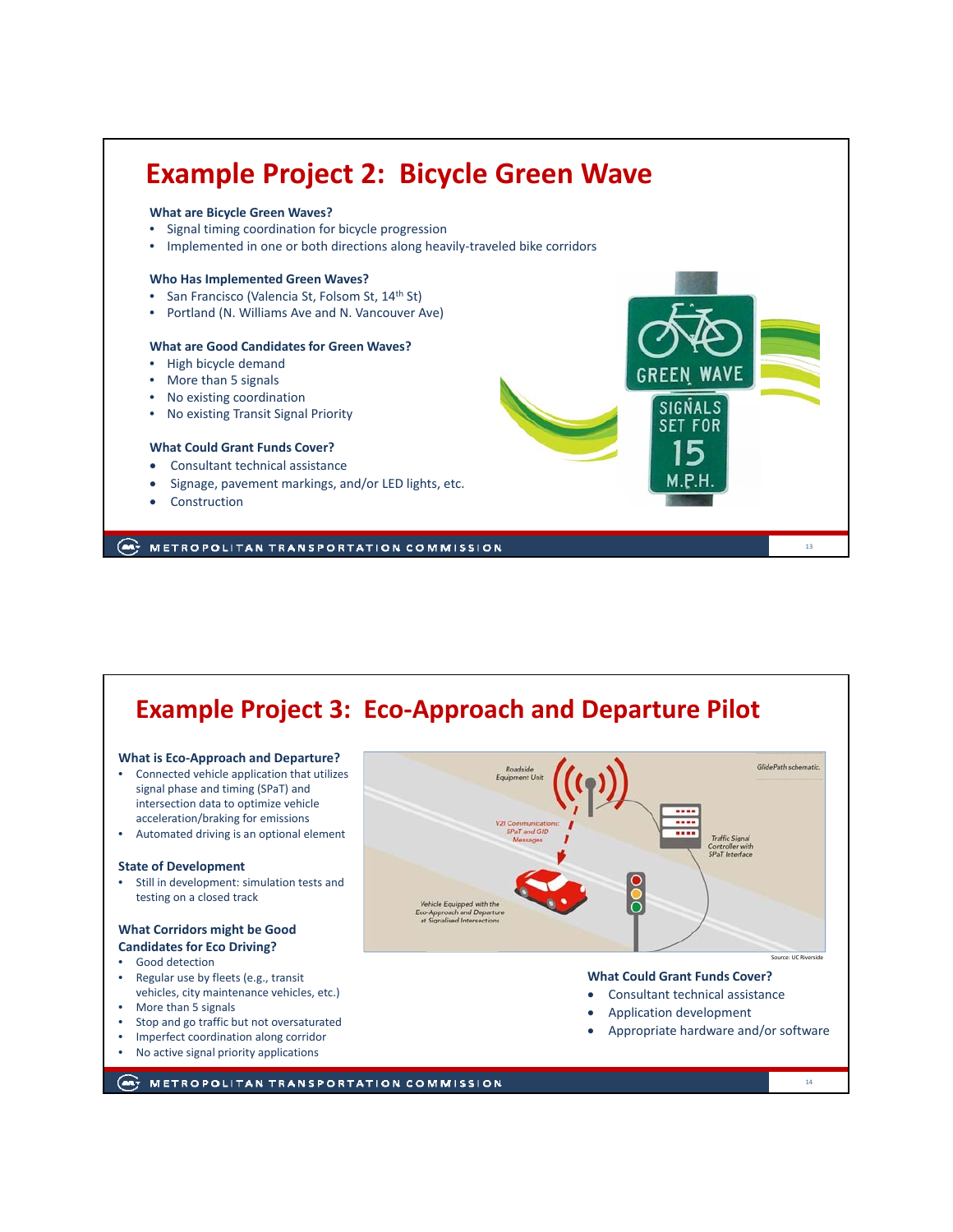# Example Project 2: Bicycle Green Wave

**What are Bicycle Green Waves?**

- Signal timing coordination for bicycle progression
- Implemented in one or both directions along heavily-traveled bike corridors

**Who Has Implemented Green Waves?**

- San Francisco (Valencia St, Folsom St, 14th St)
- Portland (N. Williams Ave and N. Vancouver Ave)

**What are Good Candidates for Green Waves?**

- High bicycle demand
- More than 5 signals
- No existing coordination
- No existing Transit Signal Priority

**What Could Grant Funds Cover?**

- Consultant technical assistance
- Signage, pavement markings, and/or LED lights, etc.
- Construction

# Example Project 3: Eco-Approach and Departure Pilot

**What is Eco-Approach and Departure?**

- Connected vehicle application that utilizes signal phase and timing (SPaT) and intersection data to optimize vehicle acceleration/braking for emissions
- Automated driving is an optional element

**State of Development**

- Still in development: simulation tests and testing on a closed track

**What Corridors might be Good Candidates for Eco Driving?**

- Good detection
- Regular use by fleets (e.g., transit vehicles, city maintenance vehicles, etc.)
- More than 5 signals
- Stop and go traffic but not oversaturated
- Imperfect coordination along corridor
- No active signal priority applications

Source: UC Riverside

**What Could Grant Funds Cover?**

- Consultant technical assistance
- Application development
- Appropriate hardware and/or software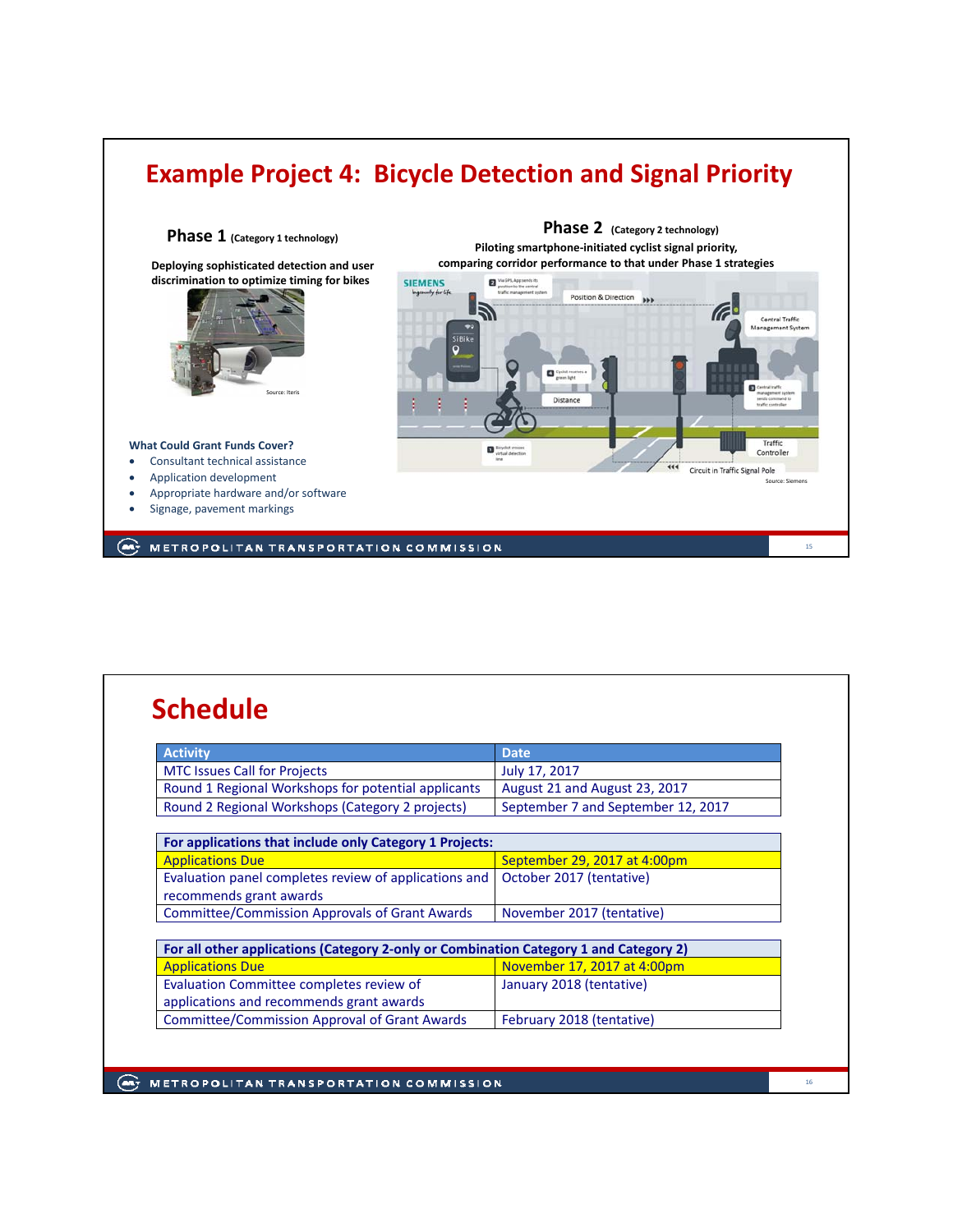# Example Project 4: Bicycle Detection and Signal Priority

## Phase 1 (Category 1 technology)

**Deploying sophisticated detection and user discrimination to optimize timing for bikes**

Source: Iteris

**What Could Grant Funds Cover?**

- Consultant technical assistance
- Application development
- Appropriate hardware and/or software
- Signage, pavement markings

## Phase 2 (Category 2 technology)

**Piloting smartphone-initiated cyclist signal priority, comparing corridor performance to that under Phase 1 strategies**

Source: Siemens

# Schedule

| Activity | Date |
|---|---|
| MTC Issues Call for Projects | July 17, 2017 |
| Round 1 Regional Workshops for potential applicants | August 21 and August 23, 2017 |
| Round 2 Regional Workshops (Category 2 projects) | September 7 and September 12, 2017 |

| **For applications that include only Category 1 Projects:** | |
|---|---|
| Applications Due | September 29, 2017 at 4:00pm |
| Evaluation panel completes review of applications and recommends grant awards | October 2017 (tentative) |
| Committee/Commission Approvals of Grant Awards | November 2017 (tentative) |

| **For all other applications (Category 2-only or Combination Category 1 and Category 2)** | |
|---|---|
| Applications Due | November 17, 2017 at 4:00pm |
| Evaluation Committee completes review of applications and recommends grant awards | January 2018 (tentative) |
| Committee/Commission Approval of Grant Awards | February 2018 (tentative) |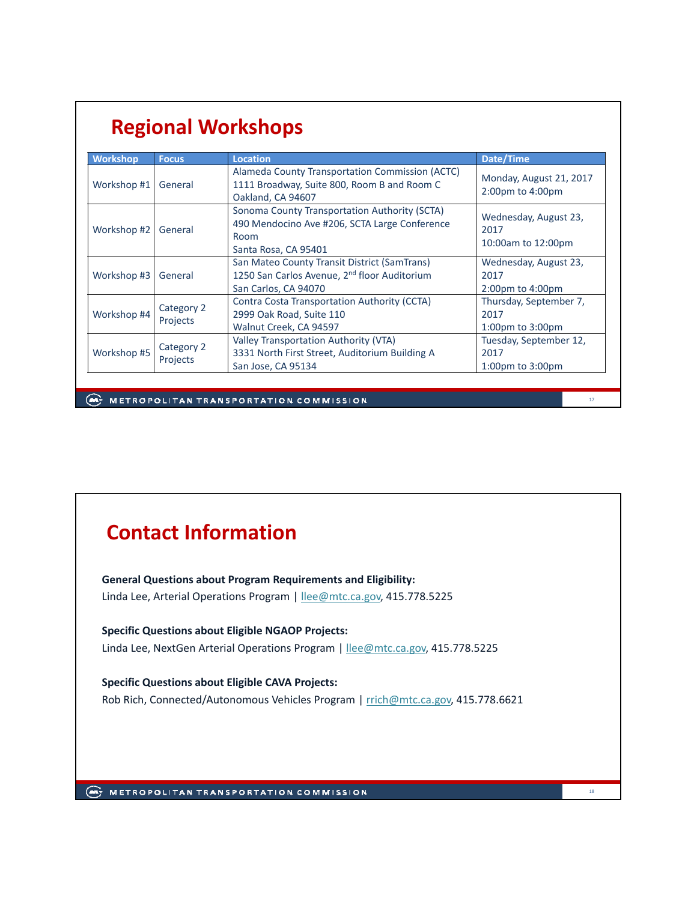## Regional Workshops

| Workshop | Focus | Location | Date/Time |
|---|---|---|---|
| Workshop #1 | General | Alameda County Transportation Commission (ACTC) 1111 Broadway, Suite 800, Room B and Room C Oakland, CA 94607 | Monday, August 21, 2017 2:00pm to 4:00pm |
| Workshop #2 | General | Sonoma County Transportation Authority (SCTA) 490 Mendocino Ave #206, SCTA Large Conference Room Santa Rosa, CA 95401 | Wednesday, August 23, 2017 10:00am to 12:00pm |
| Workshop #3 | General | San Mateo County Transit District (SamTrans) 1250 San Carlos Avenue, 2nd floor Auditorium San Carlos, CA 94070 | Wednesday, August 23, 2017 2:00pm to 4:00pm |
| Workshop #4 | Category 2 Projects | Contra Costa Transportation Authority (CCTA) 2999 Oak Road, Suite 110 Walnut Creek, CA 94597 | Thursday, September 7, 2017 1:00pm to 3:00pm |
| Workshop #5 | Category 2 Projects | Valley Transportation Authority (VTA) 3331 North First Street, Auditorium Building A San Jose, CA 95134 | Tuesday, September 12, 2017 1:00pm to 3:00pm |

## Contact Information

**General Questions about Program Requirements and Eligibility:**
Linda Lee, Arterial Operations Program | llee@mtc.ca.gov, 415.778.5225

**Specific Questions about Eligible NGAOP Projects:**
Linda Lee, NextGen Arterial Operations Program | llee@mtc.ca.gov, 415.778.5225

**Specific Questions about Eligible CAVA Projects:**
Rob Rich, Connected/Autonomous Vehicles Program | rrich@mtc.ca.gov, 415.778.6621